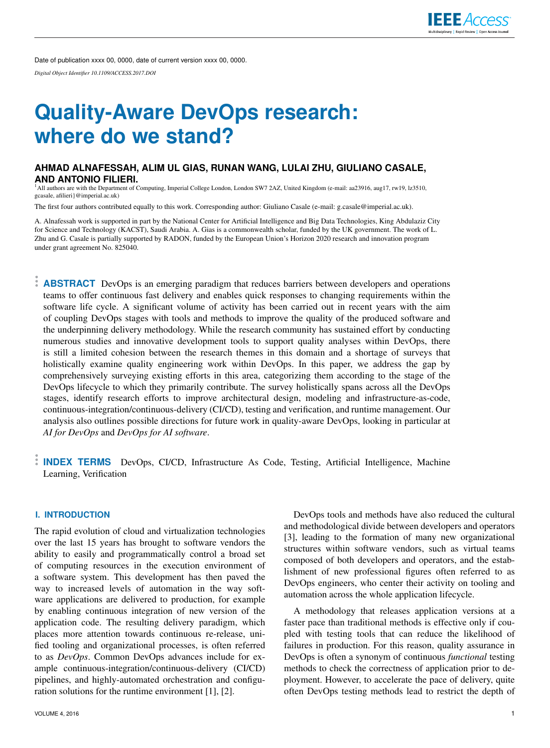Date of publication xxxx 00, 0000, date of current version xxxx 00, 0000.

*Digital Object Identifier 10.1109/ACCESS.2017.DOI*

# Quality-Aware DevOps research: where do we stand?

**AHMAD ALNAFESSAH, ALIM UL GIAS, RUNAN WANG, LULAI ZHU, GIULIANO CASALE, AND ANTONIO FILIERI.**

[1]All authors are with the Department of Computing, Imperial College London, London SW7 2AZ, United Kingdom (e-mail: aa23916, aug17, rw19, lz3510, gcasale, afilieri}@imperial.ac.uk)

The first four authors contributed equally to this work. Corresponding author: Giuliano Casale (e-mail: g.casale@imperial.ac.uk).

A. Alnafessah work is supported in part by the National Center for Artificial Intelligence and Big Data Technologies, King Abdulaziz City for Science and Technology (KACST), Saudi Arabia. A. Gias is a commonwealth scholar, funded by the UK government. The work of L. Zhu and G. Casale is partially supported by RADON, funded by the European Union's Horizon 2020 research and innovation program under grant agreement No. 825040.

**ABSTRACT** DevOps is an emerging paradigm that reduces barriers between developers and operations teams to offer continuous fast delivery and enables quick responses to changing requirements within the software life cycle. A significant volume of activity has been carried out in recent years with the aim of coupling DevOps stages with tools and methods to improve the quality of the produced software and the underpinning delivery methodology. While the research community has sustained effort by conducting numerous studies and innovative development tools to support quality analyses within DevOps, there is still a limited cohesion between the research themes in this domain and a shortage of surveys that holistically examine quality engineering work within DevOps. In this paper, we address the gap by comprehensively surveying existing efforts in this area, categorizing them according to the stage of the DevOps lifecycle to which they primarily contribute. The survey holistically spans across all the DevOps stages, identify research efforts to improve architectural design, modeling and infrastructure-as-code, continuous-integration/continuous-delivery (CI/CD), testing and verification, and runtime management. Our analysis also outlines possible directions for future work in quality-aware DevOps, looking in particular at *AI for DevOps* and *DevOps for AI software*.

**INDEX TERMS** DevOps, CI/CD, Infrastructure As Code, Testing, Artificial Intelligence, Machine Learning, Verification

## I. INTRODUCTION

The rapid evolution of cloud and virtualization technologies over the last 15 years has brought to software vendors the ability to easily and programmatically control a broad set of computing resources in the execution environment of a software system. This development has then paved the way to increased levels of automation in the way software applications are delivered to production, for example by enabling continuous integration of new version of the application code. The resulting delivery paradigm, which places more attention towards continuous re-release, unified tooling and organizational processes, is often referred to as *DevOps*. Common DevOps advances include for example continuous-integration/continuous-delivery (CI/CD) pipelines, and highly-automated orchestration and configuration solutions for the runtime environment [1], [2].

DevOps tools and methods have also reduced the cultural and methodological divide between developers and operators [3], leading to the formation of many new organizational structures within software vendors, such as virtual teams composed of both developers and operators, and the establishment of new professional figures often referred to as DevOps engineers, who center their activity on tooling and automation across the whole application lifecycle.

A methodology that releases application versions at a faster pace than traditional methods is effective only if coupled with testing tools that can reduce the likelihood of failures in production. For this reason, quality assurance in DevOps is often a synonym of continuous *functional* testing methods to check the correctness of application prior to deployment. However, to accelerate the pace of delivery, quite often DevOps testing methods lead to restrict the depth of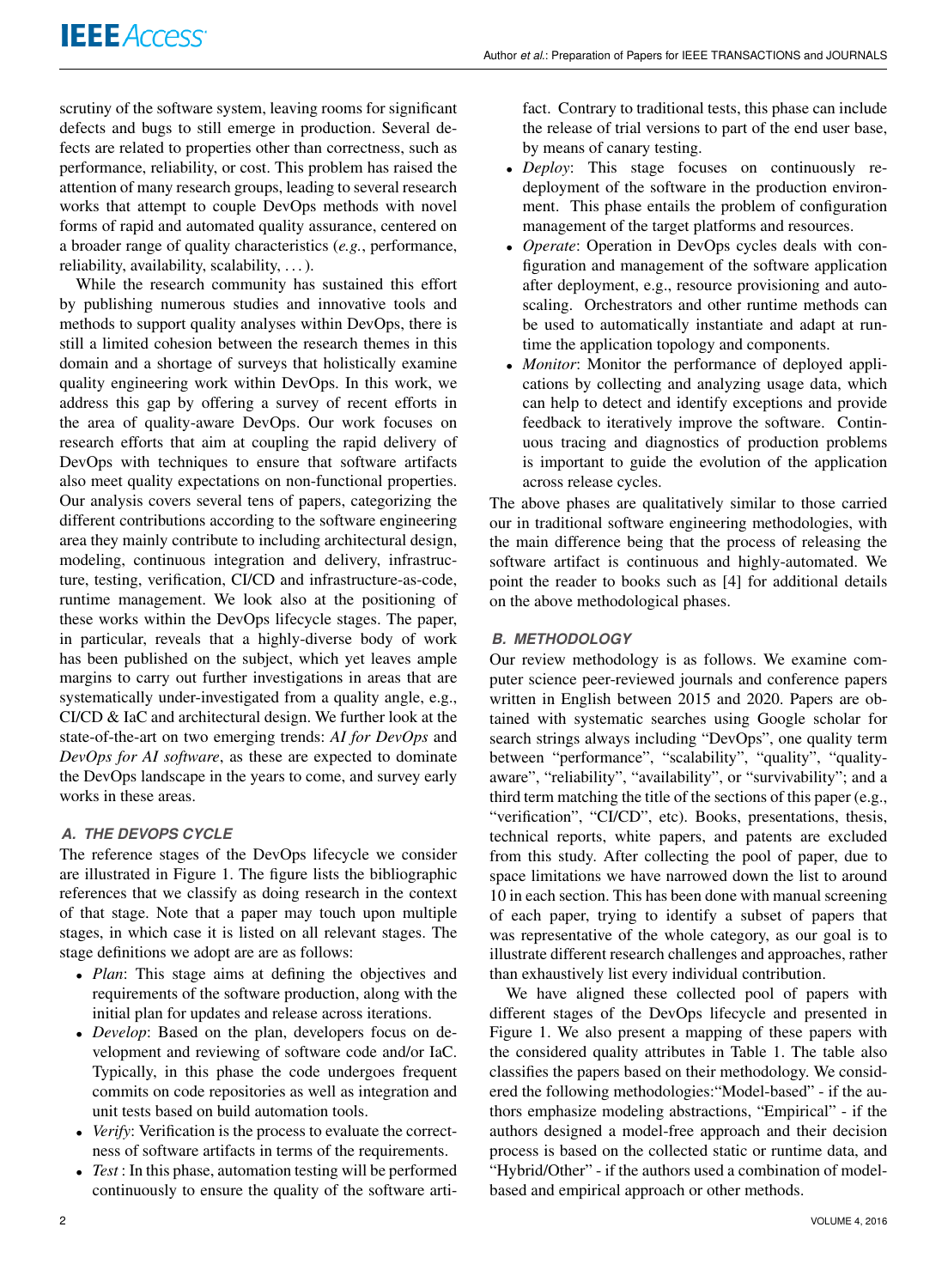scrutiny of the software system, leaving rooms for significant defects and bugs to still emerge in production. Several defects are related to properties other than correctness, such as performance, reliability, or cost. This problem has raised the attention of many research groups, leading to several research works that attempt to couple DevOps methods with novel forms of rapid and automated quality assurance, centered on a broader range of quality characteristics (*e.g.*, performance, reliability, availability, scalability, . . . ).

While the research community has sustained this effort by publishing numerous studies and innovative tools and methods to support quality analyses within DevOps, there is still a limited cohesion between the research themes in this domain and a shortage of surveys that holistically examine quality engineering work within DevOps. In this work, we address this gap by offering a survey of recent efforts in the area of quality-aware DevOps. Our work focuses on research efforts that aim at coupling the rapid delivery of DevOps with techniques to ensure that software artifacts also meet quality expectations on non-functional properties. Our analysis covers several tens of papers, categorizing the different contributions according to the software engineering area they mainly contribute to including architectural design, modeling, continuous integration and delivery, infrastructure, testing, verification, CI/CD and infrastructure-as-code, runtime management. We look also at the positioning of these works within the DevOps lifecycle stages. The paper, in particular, reveals that a highly-diverse body of work has been published on the subject, which yet leaves ample margins to carry out further investigations in areas that are systematically under-investigated from a quality angle, e.g., CI/CD & IaC and architectural design. We further look at the state-of-the-art on two emerging trends: *AI for DevOps* and *DevOps for AI software*, as these are expected to dominate the DevOps landscape in the years to come, and survey early works in these areas.

### A. THE DEVOPS CYCLE

The reference stages of the DevOps lifecycle we consider are illustrated in Figure 1. The figure lists the bibliographic references that we classify as doing research in the context of that stage. Note that a paper may touch upon multiple stages, in which case it is listed on all relevant stages. The stage definitions we adopt are are as follows:

- *Plan*: This stage aims at defining the objectives and requirements of the software production, along with the initial plan for updates and release across iterations.
- *Develop*: Based on the plan, developers focus on development and reviewing of software code and/or IaC. Typically, in this phase the code undergoes frequent commits on code repositories as well as integration and unit tests based on build automation tools.
- *Verify*: Verification is the process to evaluate the correctness of software artifacts in terms of the requirements.
- *Test* : In this phase, automation testing will be performed continuously to ensure the quality of the software artifact. Contrary to traditional tests, this phase can include the release of trial versions to part of the end user base, by means of canary testing.
- *Deploy*: This stage focuses on continuously redeployment of the software in the production environment. This phase entails the problem of configuration management of the target platforms and resources.
- *Operate*: Operation in DevOps cycles deals with configuration and management of the software application after deployment, e.g., resource provisioning and autoscaling. Orchestrators and other runtime methods can be used to automatically instantiate and adapt at runtime the application topology and components.
- *Monitor*: Monitor the performance of deployed applications by collecting and analyzing usage data, which can help to detect and identify exceptions and provide feedback to iteratively improve the software. Continuous tracing and diagnostics of production problems is important to guide the evolution of the application across release cycles.

The above phases are qualitatively similar to those carried our in traditional software engineering methodologies, with the main difference being that the process of releasing the software artifact is continuous and highly-automated. We point the reader to books such as [4] for additional details on the above methodological phases.

### B. METHODOLOGY

Our review methodology is as follows. We examine computer science peer-reviewed journals and conference papers written in English between 2015 and 2020. Papers are obtained with systematic searches using Google scholar for search strings always including "DevOps", one quality term between "performance", "scalability", "quality", "quality-aware", "reliability", "availability", or "survivability"; and a third term matching the title of the sections of this paper (e.g., "verification", "CI/CD", etc). Books, presentations, thesis, technical reports, white papers, and patents are excluded from this study. After collecting the pool of paper, due to space limitations we have narrowed down the list to around 10 in each section. This has been done with manual screening of each paper, trying to identify a subset of papers that was representative of the whole category, as our goal is to illustrate different research challenges and approaches, rather than exhaustively list every individual contribution.

We have aligned these collected pool of papers with different stages of the DevOps lifecycle and presented in Figure 1. We also present a mapping of these papers with the considered quality attributes in Table 1. The table also classifies the papers based on their methodology. We considered the following methodologies:"Model-based" - if the authors emphasize modeling abstractions, "Empirical" - if the authors designed a model-free approach and their decision process is based on the collected static or runtime data, and "Hybrid/Other" - if the authors used a combination of model-based and empirical approach or other methods.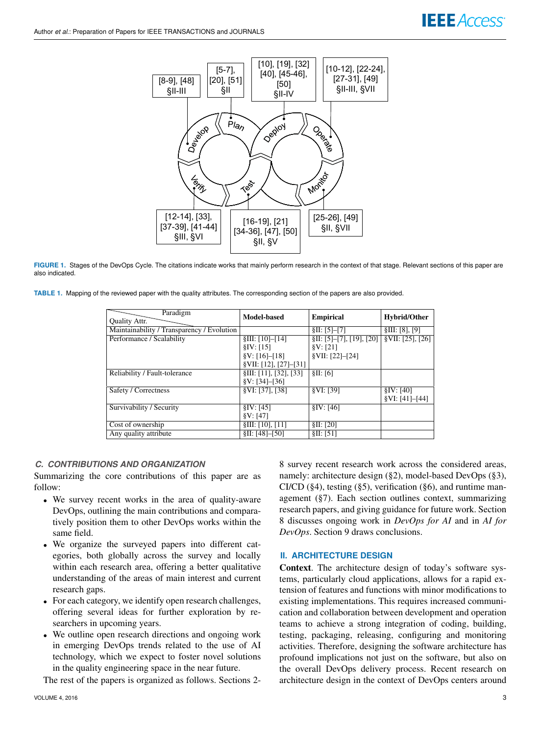FIGURE 1. Stages of the DevOps Cycle. The citations indicate works that mainly perform research in the context of that stage. Relevant sections of this paper are also indicated.

TABLE 1. Mapping of the reviewed paper with the quality attributes. The corresponding section of the papers are also provided.

| Quality Attr. / Paradigm | Model-based | Empirical | Hybrid/Other |
|---|---|---|---|
| Maintainability / Transparency / Evolution | | §II: [5]–[7] | §III: [8], [9] |
| Performance / Scalability | §III: [10]–[14]<br>§IV: [15]<br>§V: [16]–[18]<br>§VII: [12], [27]–[31] | §II: [5]–[7], [19], [20]<br>§V: [21]<br>§VII: [22]–[24] | §VII: [25], [26] |
| Reliability / Fault-tolerance | §III: [11], [32], [33]<br>§V: [34]–[36] | §II: [6] | |
| Safety / Correctness | §VI: [37], [38] | §VI: [39] | §IV: [40]<br>§VI: [41]–[44] |
| Survivability / Security | §IV: [45]<br>§V: [47] | §IV: [46] | |
| Cost of ownership | §III: [10], [11] | §II: [20] | |
| Any quality attribute | §II: [48]–[50] | §II: [51] | |

### C. CONTRIBUTIONS AND ORGANIZATION

Summarizing the core contributions of this paper are as follow:

- We survey recent works in the area of quality-aware DevOps, outlining the main contributions and comparatively position them to other DevOps works within the same field.
- We organize the surveyed papers into different categories, both globally across the survey and locally within each research area, offering a better qualitative understanding of the areas of main interest and current research gaps.
- For each category, we identify open research challenges, offering several ideas for further exploration by researchers in upcoming years.
- We outline open research directions and ongoing work in emerging DevOps trends related to the use of AI technology, which we expect to foster novel solutions in the quality engineering space in the near future.

The rest of the papers is organized as follows. Sections 2-8 survey recent research work across the considered areas, namely: architecture design (§2), model-based DevOps (§3), CI/CD (§4), testing (§5), verification (§6), and runtime management (§7). Each section outlines context, summarizing research papers, and giving guidance for future work. Section 8 discusses ongoing work in *DevOps for AI* and in *AI for DevOps*. Section 9 draws conclusions.

## II. ARCHITECTURE DESIGN

**Context**. The architecture design of today's software systems, particularly cloud applications, allows for a rapid extension of features and functions with minor modifications to existing implementations. This requires increased communication and collaboration between development and operation teams to achieve a strong integration of coding, building, testing, packaging, releasing, configuring and monitoring activities. Therefore, designing the software architecture has profound implications not just on the software, but also on the overall DevOps delivery process. Recent research on architecture design in the context of DevOps centers around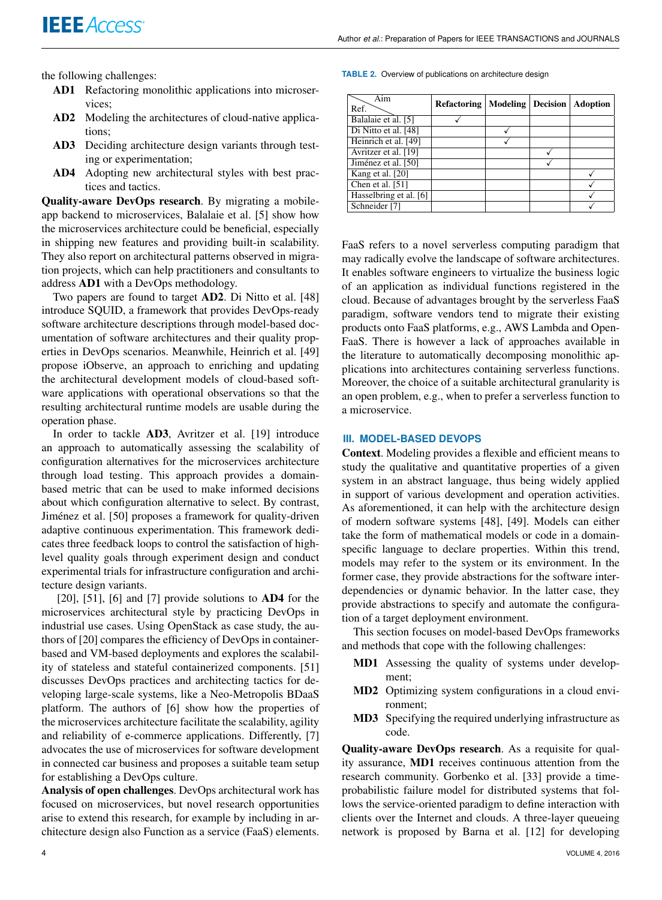the following challenges:

- **AD1** Refactoring monolithic applications into microservices;
- **AD2** Modeling the architectures of cloud-native applications;
- **AD3** Deciding architecture design variants through testing or experimentation;
- **AD4** Adopting new architectural styles with best practices and tactics.

**Quality-aware DevOps research**. By migrating a mobile-app backend to microservices, Balalaie et al. [5] show how the microservices architecture could be beneficial, especially in shipping new features and providing built-in scalability. They also report on architectural patterns observed in migration projects, which can help practitioners and consultants to address **AD1** with a DevOps methodology.

Two papers are found to target **AD2**. Di Nitto et al. [48] introduce SQUID, a framework that provides DevOps-ready software architecture descriptions through model-based documentation of software architectures and their quality properties in DevOps scenarios. Meanwhile, Heinrich et al. [49] propose iObserve, an approach to enriching and updating the architectural development models of cloud-based software applications with operational observations so that the resulting architectural runtime models are usable during the operation phase.

In order to tackle **AD3**, Avritzer et al. [19] introduce an approach to automatically assessing the scalability of configuration alternatives for the microservices architecture through load testing. This approach provides a domain-based metric that can be used to make informed decisions about which configuration alternative to select. By contrast, Jiménez et al. [50] proposes a framework for quality-driven adaptive continuous experimentation. This framework dedicates three feedback loops to control the satisfaction of high-level quality goals through experiment design and conduct experimental trials for infrastructure configuration and architecture design variants.

[20], [51], [6] and [7] provide solutions to **AD4** for the microservices architectural style by practicing DevOps in industrial use cases. Using OpenStack as case study, the authors of [20] compares the efficiency of DevOps in container-based and VM-based deployments and explores the scalability of stateless and stateful containerized components. [51] discusses DevOps practices and architecting tactics for developing large-scale systems, like a Neo-Metropolis BDaaS platform. The authors of [6] show how the properties of the microservices architecture facilitate the scalability, agility and reliability of e-commerce applications. Differently, [7] advocates the use of microservices for software development in connected car business and proposes a suitable team setup for establishing a DevOps culture.

**Analysis of open challenges**. DevOps architectural work has focused on microservices, but novel research opportunities arise to extend this research, for example by including in architecture design also Function as a service (FaaS) elements.

**TABLE 2.** Overview of publications on architecture design

| Ref. \ Aim | Refactoring | Modeling | Decision | Adoption |
|---|---|---|---|---|
| Balalaie et al. [5] | ✓ | | | |
| Di Nitto et al. [48] | | ✓ | | |
| Heinrich et al. [49] | | ✓ | | |
| Avritzer et al. [19] | | | ✓ | |
| Jiménez et al. [50] | | | ✓ | |
| Kang et al. [20] | | | | ✓ |
| Chen et al. [51] | | | | ✓ |
| Hasselbring et al. [6] | | | | ✓ |
| Schneider [7] | | | | ✓ |

FaaS refers to a novel serverless computing paradigm that may radically evolve the landscape of software architectures. It enables software engineers to virtualize the business logic of an application as individual functions registered in the cloud. Because of advantages brought by the serverless FaaS paradigm, software vendors tend to migrate their existing products onto FaaS platforms, e.g., AWS Lambda and OpenFaaS. There is however a lack of approaches available in the literature to automatically decomposing monolithic applications into architectures containing serverless functions. Moreover, the choice of a suitable architectural granularity is an open problem, e.g., when to prefer a serverless function to a microservice.

## III. MODEL-BASED DEVOPS

**Context**. Modeling provides a flexible and efficient means to study the qualitative and quantitative properties of a given system in an abstract language, thus being widely applied in support of various development and operation activities. As aforementioned, it can help with the architecture design of modern software systems [48], [49]. Models can either take the form of mathematical models or code in a domain-specific language to declare properties. Within this trend, models may refer to the system or its environment. In the former case, they provide abstractions for the software inter-dependencies or dynamic behavior. In the latter case, they provide abstractions to specify and automate the configuration of a target deployment environment.

This section focuses on model-based DevOps frameworks and methods that cope with the following challenges:

- **MD1** Assessing the quality of systems under development;
- **MD2** Optimizing system configurations in a cloud environment;
- **MD3** Specifying the required underlying infrastructure as code.

**Quality-aware DevOps research**. As a requisite for quality assurance, **MD1** receives continuous attention from the research community. Gorbenko et al. [33] provide a time-probabilistic failure model for distributed systems that follows the service-oriented paradigm to define interaction with clients over the Internet and clouds. A three-layer queueing network is proposed by Barna et al. [12] for developing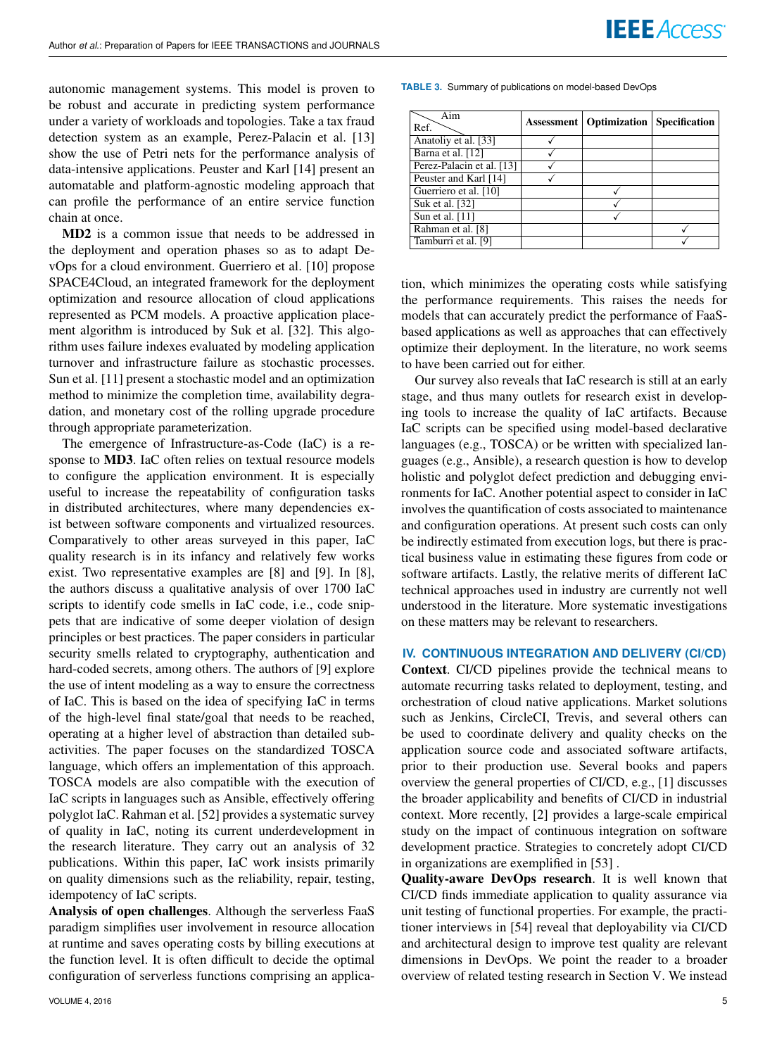autonomic management systems. This model is proven to be robust and accurate in predicting system performance under a variety of workloads and topologies. Take a tax fraud detection system as an example, Perez-Palacin et al. [13] show the use of Petri nets for the performance analysis of data-intensive applications. Peuster and Karl [14] present an automatable and platform-agnostic modeling approach that can profile the performance of an entire service function chain at once.

**MD2** is a common issue that needs to be addressed in the deployment and operation phases so as to adapt DevOps for a cloud environment. Guerriero et al. [10] propose SPACE4Cloud, an integrated framework for the deployment optimization and resource allocation of cloud applications represented as PCM models. A proactive application placement algorithm is introduced by Suk et al. [32]. This algorithm uses failure indexes evaluated by modeling application turnover and infrastructure failure as stochastic processes. Sun et al. [11] present a stochastic model and an optimization method to minimize the completion time, availability degradation, and monetary cost of the rolling upgrade procedure through appropriate parameterization.

The emergence of Infrastructure-as-Code (IaC) is a response to **MD3**. IaC often relies on textual resource models to configure the application environment. It is especially useful to increase the repeatability of configuration tasks in distributed architectures, where many dependencies exist between software components and virtualized resources. Comparatively to other areas surveyed in this paper, IaC quality research is in its infancy and relatively few works exist. Two representative examples are [8] and [9]. In [8], the authors discuss a qualitative analysis of over 1700 IaC scripts to identify code smells in IaC code, i.e., code snippets that are indicative of some deeper violation of design principles or best practices. The paper considers in particular security smells related to cryptography, authentication and hard-coded secrets, among others. The authors of [9] explore the use of intent modeling as a way to ensure the correctness of IaC. This is based on the idea of specifying IaC in terms of the high-level final state/goal that needs to be reached, operating at a higher level of abstraction than detailed sub-activities. The paper focuses on the standardized TOSCA language, which offers an implementation of this approach. TOSCA models are also compatible with the execution of IaC scripts in languages such as Ansible, effectively offering polyglot IaC. Rahman et al. [52] provides a systematic survey of quality in IaC, noting its current underdevelopment in the research literature. They carry out an analysis of 32 publications. Within this paper, IaC work insists primarily on quality dimensions such as the reliability, repair, testing, idempotency of IaC scripts.

**Analysis of open challenges**. Although the serverless FaaS paradigm simplifies user involvement in resource allocation at runtime and saves operating costs by billing executions at the function level. It is often difficult to decide the optimal configuration of serverless functions comprising an application, which minimizes the operating costs while satisfying the performance requirements. This raises the needs for models that can accurately predict the performance of FaaS-based applications as well as approaches that can effectively optimize their deployment. In the literature, no work seems to have been carried out for either.

TABLE 3. Summary of publications on model-based DevOps

| Ref. \ Aim | Assessment | Optimization | Specification |
|---|---|---|---|
| Anatoliy et al. [33] | ✓ | | |
| Barna et al. [12] | ✓ | | |
| Perez-Palacin et al. [13] | ✓ | | |
| Peuster and Karl [14] | ✓ | | |
| Guerriero et al. [10] | | ✓ | |
| Suk et al. [32] | | ✓ | |
| Sun et al. [11] | | ✓ | |
| Rahman et al. [8] | | | ✓ |
| Tamburri et al. [9] | | | ✓ |

Our survey also reveals that IaC research is still at an early stage, and thus many outlets for research exist in developing tools to increase the quality of IaC artifacts. Because IaC scripts can be specified using model-based declarative languages (e.g., TOSCA) or be written with specialized languages (e.g., Ansible), a research question is how to develop holistic and polyglot defect prediction and debugging environments for IaC. Another potential aspect to consider in IaC involves the quantification of costs associated to maintenance and configuration operations. At present such costs can only be indirectly estimated from execution logs, but there is practical business value in estimating these figures from code or software artifacts. Lastly, the relative merits of different IaC technical approaches used in industry are currently not well understood in the literature. More systematic investigations on these matters may be relevant to researchers.

## IV. CONTINUOUS INTEGRATION AND DELIVERY (CI/CD)

**Context**. CI/CD pipelines provide the technical means to automate recurring tasks related to deployment, testing, and orchestration of cloud native applications. Market solutions such as Jenkins, CircleCI, Trevis, and several others can be used to coordinate delivery and quality checks on the application source code and associated software artifacts, prior to their production use. Several books and papers overview the general properties of CI/CD, e.g., [1] discusses the broader applicability and benefits of CI/CD in industrial context. More recently, [2] provides a large-scale empirical study on the impact of continuous integration on software development practice. Strategies to concretely adopt CI/CD in organizations are exemplified in [53] .

**Quality-aware DevOps research**. It is well known that CI/CD finds immediate application to quality assurance via unit testing of functional properties. For example, the practitioner interviews in [54] reveal that deployability via CI/CD and architectural design to improve test quality are relevant dimensions in DevOps. We point the reader to a broader overview of related testing research in Section V. We instead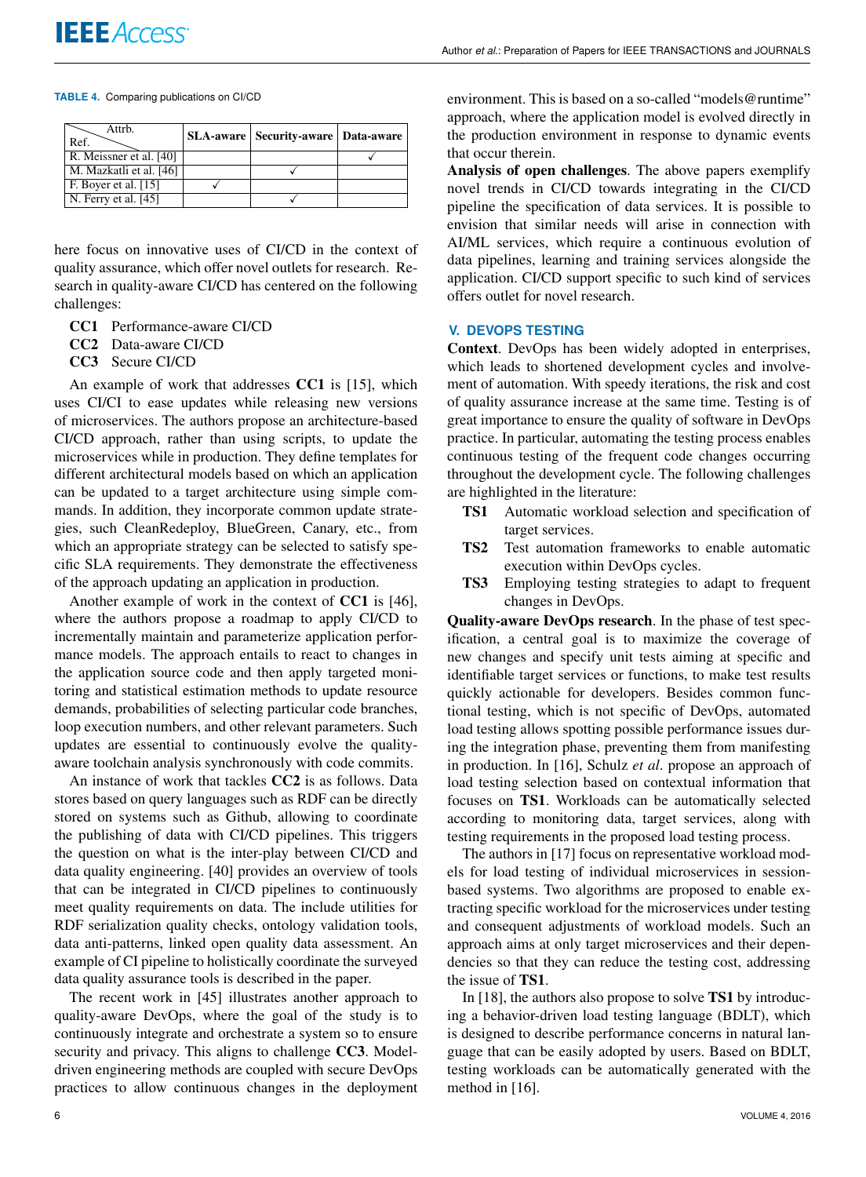**TABLE 4.** Comparing publications on CI/CD

| Attrb. / Ref. | SLA-aware | Security-aware | Data-aware |
|---|---|---|---|
| R. Meissner et al. [40] | | | ✓ |
| M. Mazkatli et al. [46] | | ✓ | |
| F. Boyer et al. [15] | ✓ | | |
| N. Ferry et al. [45] | | ✓ | |

here focus on innovative uses of CI/CD in the context of quality assurance, which offer novel outlets for research. Research in quality-aware CI/CD has centered on the following challenges:

- **CC1** Performance-aware CI/CD
- **CC2** Data-aware CI/CD
- **CC3** Secure CI/CD

An example of work that addresses **CC1** is [15], which uses CI/CI to ease updates while releasing new versions of microservices. The authors propose an architecture-based CI/CD approach, rather than using scripts, to update the microservices while in production. They define templates for different architectural models based on which an application can be updated to a target architecture using simple commands. In addition, they incorporate common update strategies, such CleanRedeploy, BlueGreen, Canary, etc., from which an appropriate strategy can be selected to satisfy specific SLA requirements. They demonstrate the effectiveness of the approach updating an application in production.

Another example of work in the context of **CC1** is [46], where the authors propose a roadmap to apply CI/CD to incrementally maintain and parameterize application performance models. The approach entails to react to changes in the application source code and then apply targeted monitoring and statistical estimation methods to update resource demands, probabilities of selecting particular code branches, loop execution numbers, and other relevant parameters. Such updates are essential to continuously evolve the quality-aware toolchain analysis synchronously with code commits.

An instance of work that tackles **CC2** is as follows. Data stores based on query languages such as RDF can be directly stored on systems such as Github, allowing to coordinate the publishing of data with CI/CD pipelines. This triggers the question on what is the inter-play between CI/CD and data quality engineering. [40] provides an overview of tools that can be integrated in CI/CD pipelines to continuously meet quality requirements on data. The include utilities for RDF serialization quality checks, ontology validation tools, data anti-patterns, linked open quality data assessment. An example of CI pipeline to holistically coordinate the surveyed data quality assurance tools is described in the paper.

The recent work in [45] illustrates another approach to quality-aware DevOps, where the goal of the study is to continuously integrate and orchestrate a system so to ensure security and privacy. This aligns to challenge **CC3**. Model-driven engineering methods are coupled with secure DevOps practices to allow continuous changes in the deployment environment. This is based on a so-called "models@runtime" approach, where the application model is evolved directly in the production environment in response to dynamic events that occur therein.

**Analysis of open challenges**. The above papers exemplify novel trends in CI/CD towards integrating in the CI/CD pipeline the specification of data services. It is possible to envision that similar needs will arise in connection with AI/ML services, which require a continuous evolution of data pipelines, learning and training services alongside the application. CI/CD support specific to such kind of services offers outlet for novel research.

## V. DEVOPS TESTING

**Context**. DevOps has been widely adopted in enterprises, which leads to shortened development cycles and involvement of automation. With speedy iterations, the risk and cost of quality assurance increase at the same time. Testing is of great importance to ensure the quality of software in DevOps practice. In particular, automating the testing process enables continuous testing of the frequent code changes occurring throughout the development cycle. The following challenges are highlighted in the literature:

- **TS1** Automatic workload selection and specification of target services.
- **TS2** Test automation frameworks to enable automatic execution within DevOps cycles.
- **TS3** Employing testing strategies to adapt to frequent changes in DevOps.

**Quality-aware DevOps research**. In the phase of test specification, a central goal is to maximize the coverage of new changes and specify unit tests aiming at specific and identifiable target services or functions, to make test results quickly actionable for developers. Besides common functional testing, which is not specific of DevOps, automated load testing allows spotting possible performance issues during the integration phase, preventing them from manifesting in production. In [16], Schulz *et al*. propose an approach of load testing selection based on contextual information that focuses on **TS1**. Workloads can be automatically selected according to monitoring data, target services, along with testing requirements in the proposed load testing process.

The authors in [17] focus on representative workload models for load testing of individual microservices in session-based systems. Two algorithms are proposed to enable extracting specific workload for the microservices under testing and consequent adjustments of workload models. Such an approach aims at only target microservices and their dependencies so that they can reduce the testing cost, addressing the issue of **TS1**.

In [18], the authors also propose to solve **TS1** by introducing a behavior-driven load testing language (BDLT), which is designed to describe performance concerns in natural language that can be easily adopted by users. Based on BDLT, testing workloads can be automatically generated with the method in [16].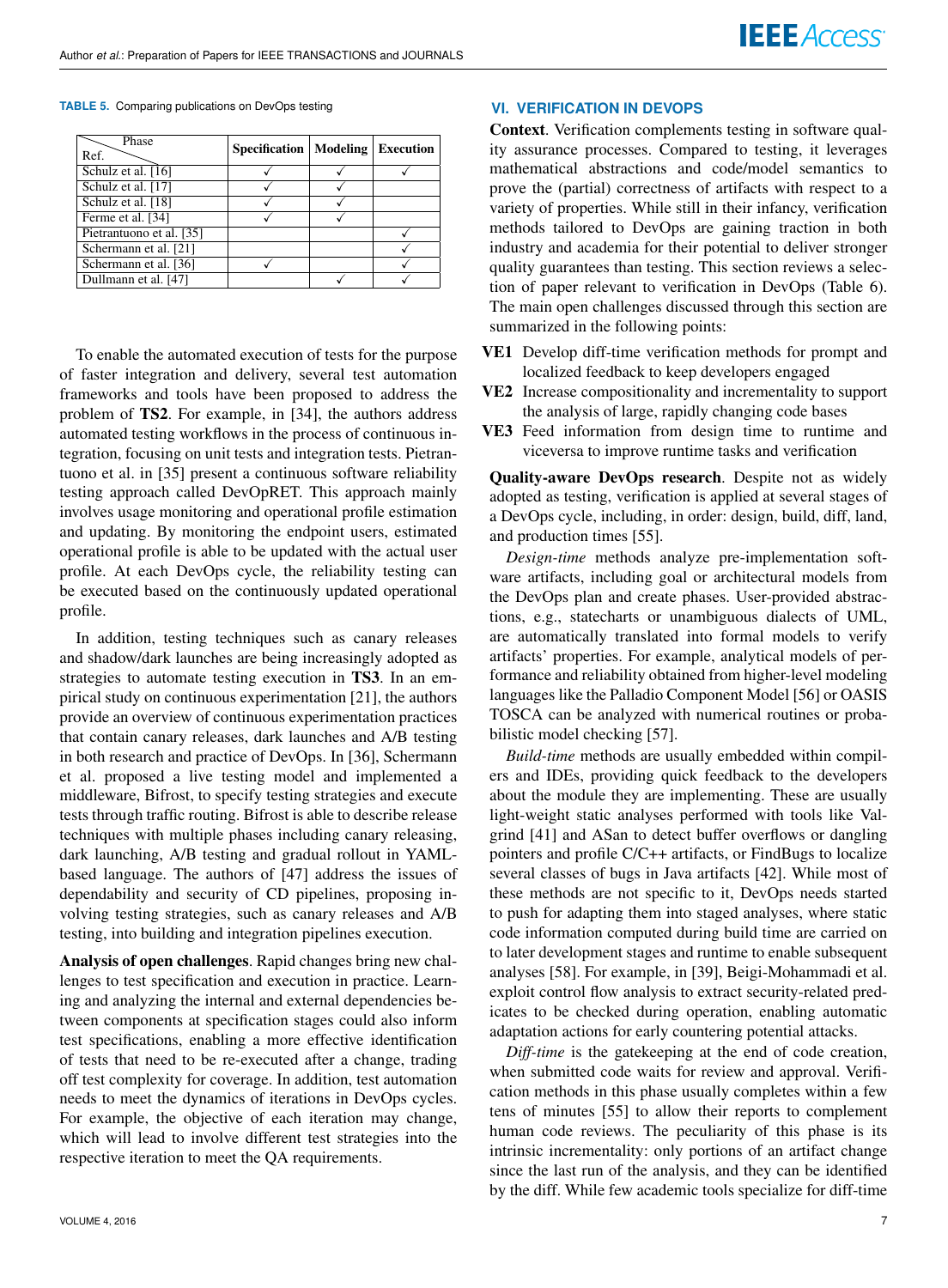TABLE 5. Comparing publications on DevOps testing

| Ref. \ Phase | Specification | Modeling | Execution |
|---|---|---|---|
| Schulz et al. [16] | ✓ | ✓ | ✓ |
| Schulz et al. [17] | ✓ | ✓ | |
| Schulz et al. [18] | ✓ | ✓ | |
| Ferme et al. [34] | ✓ | ✓ | |
| Pietrantuono et al. [35] | | | ✓ |
| Schermann et al. [21] | | | ✓ |
| Schermann et al. [36] | ✓ | | ✓ |
| Dullmann et al. [47] | | ✓ | ✓ |

To enable the automated execution of tests for the purpose of faster integration and delivery, several test automation frameworks and tools have been proposed to address the problem of **TS2**. For example, in [34], the authors address automated testing workflows in the process of continuous integration, focusing on unit tests and integration tests. Pietrantuono et al. in [35] present a continuous software reliability testing approach called DevOpRET. This approach mainly involves usage monitoring and operational profile estimation and updating. By monitoring the endpoint users, estimated operational profile is able to be updated with the actual user profile. At each DevOps cycle, the reliability testing can be executed based on the continuously updated operational profile.

In addition, testing techniques such as canary releases and shadow/dark launches are being increasingly adopted as strategies to automate testing execution in **TS3**. In an empirical study on continuous experimentation [21], the authors provide an overview of continuous experimentation practices that contain canary releases, dark launches and A/B testing in both research and practice of DevOps. In [36], Schermann et al. proposed a live testing model and implemented a middleware, Bifrost, to specify testing strategies and execute tests through traffic routing. Bifrost is able to describe release techniques with multiple phases including canary releasing, dark launching, A/B testing and gradual rollout in YAML-based language. The authors of [47] address the issues of dependability and security of CD pipelines, proposing involving testing strategies, such as canary releases and A/B testing, into building and integration pipelines execution.

**Analysis of open challenges**. Rapid changes bring new challenges to test specification and execution in practice. Learning and analyzing the internal and external dependencies between components at specification stages could also inform test specifications, enabling a more effective identification of tests that need to be re-executed after a change, trading off test complexity for coverage. In addition, test automation needs to meet the dynamics of iterations in DevOps cycles. For example, the objective of each iteration may change, which will lead to involve different test strategies into the respective iteration to meet the QA requirements.

## VI. VERIFICATION IN DEVOPS

**Context**. Verification complements testing in software quality assurance processes. Compared to testing, it leverages mathematical abstractions and code/model semantics to prove the (partial) correctness of artifacts with respect to a variety of properties. While still in their infancy, verification methods tailored to DevOps are gaining traction in both industry and academia for their potential to deliver stronger quality guarantees than testing. This section reviews a selection of paper relevant to verification in DevOps (Table 6). The main open challenges discussed through this section are summarized in the following points:

- **VE1** Develop diff-time verification methods for prompt and localized feedback to keep developers engaged
- **VE2** Increase compositionality and incrementality to support the analysis of large, rapidly changing code bases
- **VE3** Feed information from design time to runtime and viceversa to improve runtime tasks and verification

**Quality-aware DevOps research**. Despite not as widely adopted as testing, verification is applied at several stages of a DevOps cycle, including, in order: design, build, diff, land, and production times [55].

*Design-time* methods analyze pre-implementation software artifacts, including goal or architectural models from the DevOps plan and create phases. User-provided abstractions, e.g., statecharts or unambiguous dialects of UML, are automatically translated into formal models to verify artifacts' properties. For example, analytical models of performance and reliability obtained from higher-level modeling languages like the Palladio Component Model [56] or OASIS TOSCA can be analyzed with numerical routines or probabilistic model checking [57].

*Build-time* methods are usually embedded within compilers and IDEs, providing quick feedback to the developers about the module they are implementing. These are usually light-weight static analyses performed with tools like Valgrind [41] and ASan to detect buffer overflows or dangling pointers and profile C/C++ artifacts, or FindBugs to localize several classes of bugs in Java artifacts [42]. While most of these methods are not specific to it, DevOps needs started to push for adapting them into staged analyses, where static code information computed during build time are carried on to later development stages and runtime to enable subsequent analyses [58]. For example, in [39], Beigi-Mohammadi et al. exploit control flow analysis to extract security-related predicates to be checked during operation, enabling automatic adaptation actions for early countering potential attacks.

*Diff-time* is the gatekeeping at the end of code creation, when submitted code waits for review and approval. Verification methods in this phase usually completes within a few tens of minutes [55] to allow their reports to complement human code reviews. The peculiarity of this phase is its intrinsic incrementality: only portions of an artifact change since the last run of the analysis, and they can be identified by the diff. While few academic tools specialize for diff-time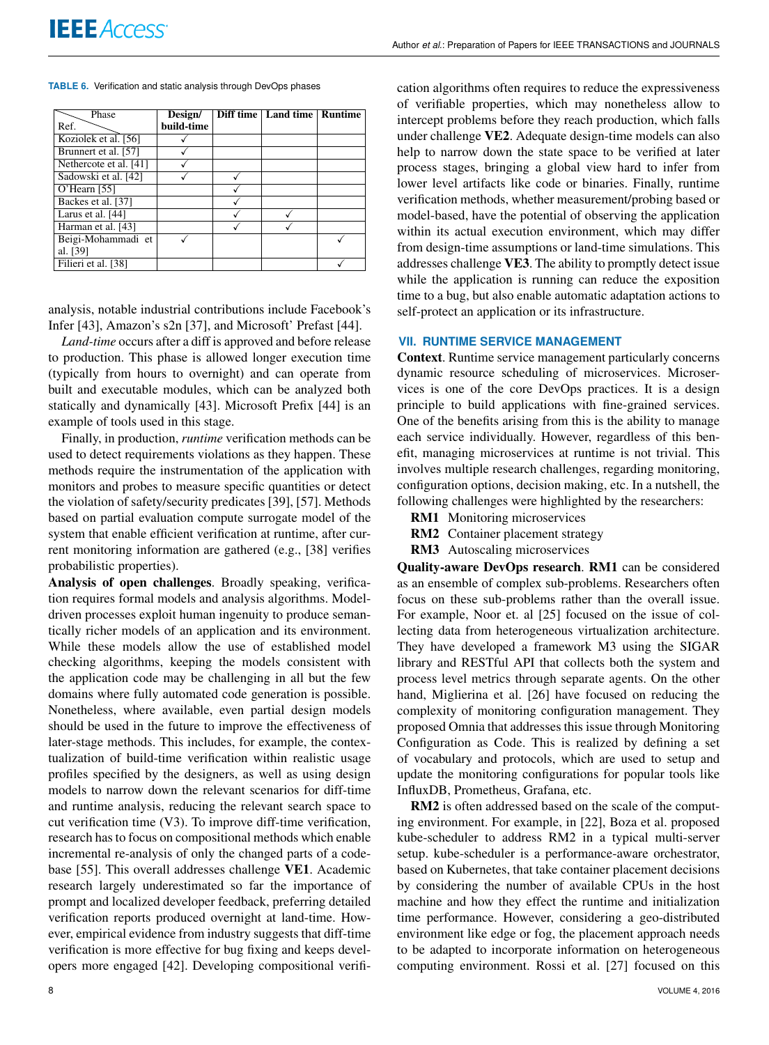**TABLE 6.** Verification and static analysis through DevOps phases

| Phase / Ref. | Design/ build-time | Diff time | Land time | Runtime |
|---|---|---|---|---|
| Koziolek et al. [56] | ✓ | | | |
| Brunnert et al. [57] | ✓ | | | |
| Nethercote et al. [41] | ✓ | | | |
| Sadowski et al. [42] | ✓ | ✓ | | |
| O'Hearn [55] | | ✓ | | |
| Backes et al. [37] | | ✓ | | |
| Larus et al. [44] | | ✓ | ✓ | |
| Harman et al. [43] | | ✓ | ✓ | |
| Beigi-Mohammadi et al. [39] | ✓ | | | ✓ |
| Filieri et al. [38] | | | | ✓ |

analysis, notable industrial contributions include Facebook's Infer [43], Amazon's s2n [37], and Microsoft' Prefast [44].

*Land-time* occurs after a diff is approved and before release to production. This phase is allowed longer execution time (typically from hours to overnight) and can operate from built and executable modules, which can be analyzed both statically and dynamically [43]. Microsoft Prefix [44] is an example of tools used in this stage.

Finally, in production, *runtime* verification methods can be used to detect requirements violations as they happen. These methods require the instrumentation of the application with monitors and probes to measure specific quantities or detect the violation of safety/security predicates [39], [57]. Methods based on partial evaluation compute surrogate model of the system that enable efficient verification at runtime, after current monitoring information are gathered (e.g., [38] verifies probabilistic properties).

**Analysis of open challenges**. Broadly speaking, verification requires formal models and analysis algorithms. Model-driven processes exploit human ingenuity to produce semantically richer models of an application and its environment. While these models allow the use of established model checking algorithms, keeping the models consistent with the application code may be challenging in all but the few domains where fully automated code generation is possible. Nonetheless, where available, even partial design models should be used in the future to improve the effectiveness of later-stage methods. This includes, for example, the contextualization of build-time verification within realistic usage profiles specified by the designers, as well as using design models to narrow down the relevant scenarios for diff-time and runtime analysis, reducing the relevant search space to cut verification time (V3). To improve diff-time verification, research has to focus on compositional methods which enable incremental re-analysis of only the changed parts of a codebase [55]. This overall addresses challenge **VE1**. Academic research largely underestimated so far the importance of prompt and localized developer feedback, preferring detailed verification reports produced overnight at land-time. However, empirical evidence from industry suggests that diff-time verification is more effective for bug fixing and keeps developers more engaged [42]. Developing compositional verification algorithms often requires to reduce the expressiveness of verifiable properties, which may nonetheless allow to intercept problems before they reach production, which falls under challenge **VE2**. Adequate design-time models can also help to narrow down the state space to be verified at later process stages, bringing a global view hard to infer from lower level artifacts like code or binaries. Finally, runtime verification methods, whether measurement/probing based or model-based, have the potential of observing the application within its actual execution environment, which may differ from design-time assumptions or land-time simulations. This addresses challenge **VE3**. The ability to promptly detect issue while the application is running can reduce the exposition time to a bug, but also enable automatic adaptation actions to self-protect an application or its infrastructure.

## VII. RUNTIME SERVICE MANAGEMENT

**Context**. Runtime service management particularly concerns dynamic resource scheduling of microservices. Microservices is one of the core DevOps practices. It is a design principle to build applications with fine-grained services. One of the benefits arising from this is the ability to manage each service individually. However, regardless of this benefit, managing microservices at runtime is not trivial. This involves multiple research challenges, regarding monitoring, configuration options, decision making, etc. In a nutshell, the following challenges were highlighted by the researchers:

- **RM1** Monitoring microservices
- **RM2** Container placement strategy
- **RM3** Autoscaling microservices

**Quality-aware DevOps research**. **RM1** can be considered as an ensemble of complex sub-problems. Researchers often focus on these sub-problems rather than the overall issue. For example, Noor et. al [25] focused on the issue of collecting data from heterogeneous virtualization architecture. They have developed a framework M3 using the SIGAR library and RESTful API that collects both the system and process level metrics through separate agents. On the other hand, Miglierina et al. [26] have focused on reducing the complexity of monitoring configuration management. They proposed Omnia that addresses this issue through Monitoring Configuration as Code. This is realized by defining a set of vocabulary and protocols, which are used to setup and update the monitoring configurations for popular tools like InfluxDB, Prometheus, Grafana, etc.

**RM2** is often addressed based on the scale of the computing environment. For example, in [22], Boza et al. proposed kube-scheduler to address RM2 in a typical multi-server setup. kube-scheduler is a performance-aware orchestrator, based on Kubernetes, that take container placement decisions by considering the number of available CPUs in the host machine and how they effect the runtime and initialization time performance. However, considering a geo-distributed environment like edge or fog, the placement approach needs to be adapted to incorporate information on heterogeneous computing environment. Rossi et al. [27] focused on this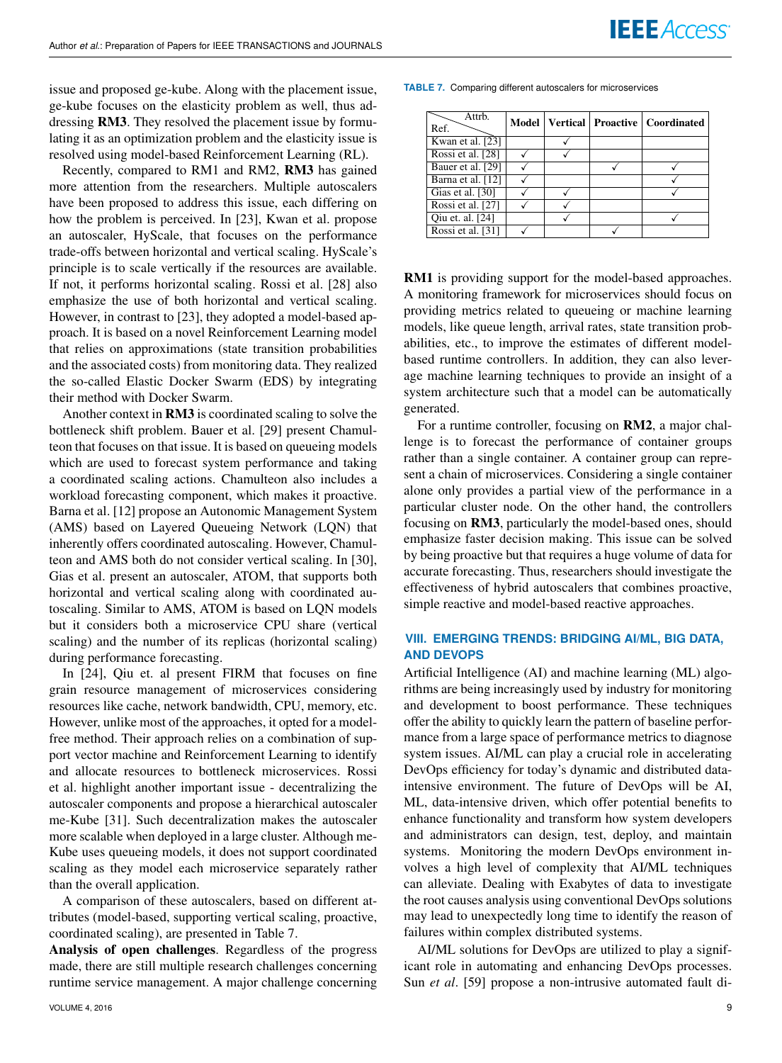issue and proposed ge-kube. Along with the placement issue, ge-kube focuses on the elasticity problem as well, thus addressing **RM3**. They resolved the placement issue by formulating it as an optimization problem and the elasticity issue is resolved using model-based Reinforcement Learning (RL).

Recently, compared to RM1 and RM2, **RM3** has gained more attention from the researchers. Multiple autoscalers have been proposed to address this issue, each differing on how the problem is perceived. In [23], Kwan et al. propose an autoscaler, HyScale, that focuses on the performance trade-offs between horizontal and vertical scaling. HyScale's principle is to scale vertically if the resources are available. If not, it performs horizontal scaling. Rossi et al. [28] also emphasize the use of both horizontal and vertical scaling. However, in contrast to [23], they adopted a model-based approach. It is based on a novel Reinforcement Learning model that relies on approximations (state transition probabilities and the associated costs) from monitoring data. They realized the so-called Elastic Docker Swarm (EDS) by integrating their method with Docker Swarm.

Another context in **RM3** is coordinated scaling to solve the bottleneck shift problem. Bauer et al. [29] present Chamulteon that focuses on that issue. It is based on queueing models which are used to forecast system performance and taking a coordinated scaling actions. Chamulteon also includes a workload forecasting component, which makes it proactive. Barna et al. [12] propose an Autonomic Management System (AMS) based on Layered Queueing Network (LQN) that inherently offers coordinated autoscaling. However, Chamulteon and AMS both do not consider vertical scaling. In [30], Gias et al. present an autoscaler, ATOM, that supports both horizontal and vertical scaling along with coordinated autoscaling. Similar to AMS, ATOM is based on LQN models but it considers both a microservice CPU share (vertical scaling) and the number of its replicas (horizontal scaling) during performance forecasting.

In [24], Qiu et. al present FIRM that focuses on fine grain resource management of microservices considering resources like cache, network bandwidth, CPU, memory, etc. However, unlike most of the approaches, it opted for a model-free method. Their approach relies on a combination of support vector machine and Reinforcement Learning to identify and allocate resources to bottleneck microservices. Rossi et al. highlight another important issue - decentralizing the autoscaler components and propose a hierarchical autoscaler me-Kube [31]. Such decentralization makes the autoscaler more scalable when deployed in a large cluster. Although me-Kube uses queueing models, it does not support coordinated scaling as they model each microservice separately rather than the overall application.

A comparison of these autoscalers, based on different attributes (model-based, supporting vertical scaling, proactive, coordinated scaling), are presented in Table 7.

**TABLE 7.** Comparing different autoscalers for microservices

| Ref. \ Attrb. | Model | Vertical | Proactive | Coordinated |
|---|---|---|---|---|
| Kwan et al. [23] | | ✓ | | |
| Rossi et al. [28] | ✓ | ✓ | | |
| Bauer et al. [29] | ✓ | | ✓ | ✓ |
| Barna et al. [12] | ✓ | | | ✓ |
| Gias et al. [30] | ✓ | ✓ | | ✓ |
| Rossi et al. [27] | ✓ | ✓ | | |
| Qiu et. al. [24] | | ✓ | | ✓ |
| Rossi et al. [31] | ✓ | | ✓ | |

**Analysis of open challenges**. Regardless of the progress made, there are still multiple research challenges concerning runtime service management. A major challenge concerning **RM1** is providing support for the model-based approaches. A monitoring framework for microservices should focus on providing metrics related to queueing or machine learning models, like queue length, arrival rates, state transition probabilities, etc., to improve the estimates of different model-based runtime controllers. In addition, they can also leverage machine learning techniques to provide an insight of a system architecture such that a model can be automatically generated.

For a runtime controller, focusing on **RM2**, a major challenge is to forecast the performance of container groups rather than a single container. A container group can represent a chain of microservices. Considering a single container alone only provides a partial view of the performance in a particular cluster node. On the other hand, the controllers focusing on **RM3**, particularly the model-based ones, should emphasize faster decision making. This issue can be solved by being proactive but that requires a huge volume of data for accurate forecasting. Thus, researchers should investigate the effectiveness of hybrid autoscalers that combines proactive, simple reactive and model-based reactive approaches.

## VIII. EMERGING TRENDS: BRIDGING AI/ML, BIG DATA, AND DEVOPS

Artificial Intelligence (AI) and machine learning (ML) algorithms are being increasingly used by industry for monitoring and development to boost performance. These techniques offer the ability to quickly learn the pattern of baseline performance from a large space of performance metrics to diagnose system issues. AI/ML can play a crucial role in accelerating DevOps efficiency for today's dynamic and distributed data-intensive environment. The future of DevOps will be AI, ML, data-intensive driven, which offer potential benefits to enhance functionality and transform how system developers and administrators can design, test, deploy, and maintain systems. Monitoring the modern DevOps environment involves a high level of complexity that AI/ML techniques can alleviate. Dealing with Exabytes of data to investigate the root causes analysis using conventional DevOps solutions may lead to unexpectedly long time to identify the reason of failures within complex distributed systems.

AI/ML solutions for DevOps are utilized to play a significant role in automating and enhancing DevOps processes. Sun *et al*. [59] propose a non-intrusive automated fault di-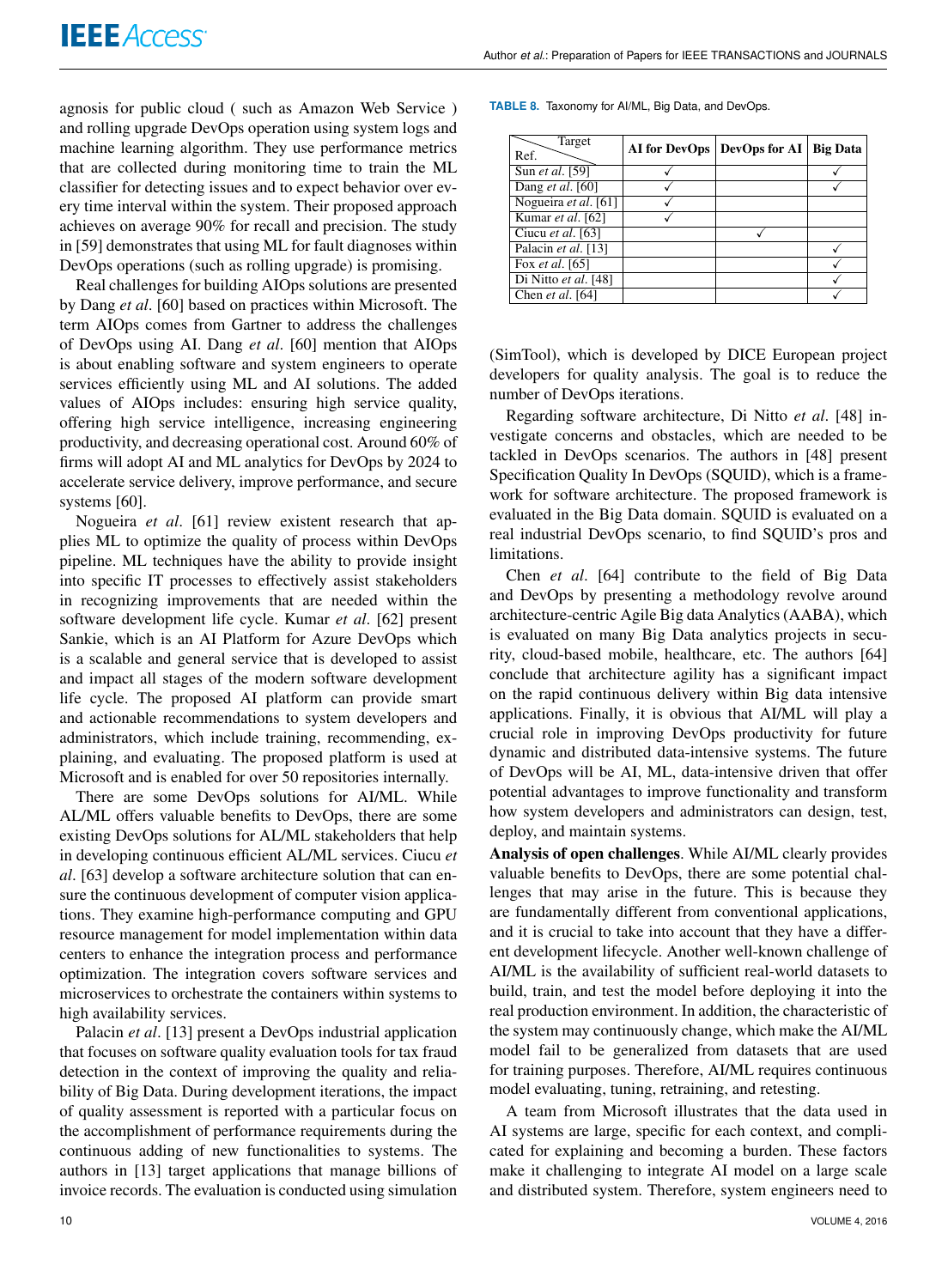agnosis for public cloud ( such as Amazon Web Service ) and rolling upgrade DevOps operation using system logs and machine learning algorithm. They use performance metrics that are collected during monitoring time to train the ML classifier for detecting issues and to expect behavior over every time interval within the system. Their proposed approach achieves on average 90% for recall and precision. The study in [59] demonstrates that using ML for fault diagnoses within DevOps operations (such as rolling upgrade) is promising.

Real challenges for building AIOps solutions are presented by Dang *et al*. [60] based on practices within Microsoft. The term AIOps comes from Gartner to address the challenges of DevOps using AI. Dang *et al*. [60] mention that AIOps is about enabling software and system engineers to operate services efficiently using ML and AI solutions. The added values of AIOps includes: ensuring high service quality, offering high service intelligence, increasing engineering productivity, and decreasing operational cost. Around 60% of firms will adopt AI and ML analytics for DevOps by 2024 to accelerate service delivery, improve performance, and secure systems [60].

Nogueira *et al*. [61] review existent research that applies ML to optimize the quality of process within DevOps pipeline. ML techniques have the ability to provide insight into specific IT processes to effectively assist stakeholders in recognizing improvements that are needed within the software development life cycle. Kumar *et al*. [62] present Sankie, which is an AI Platform for Azure DevOps which is a scalable and general service that is developed to assist and impact all stages of the modern software development life cycle. The proposed AI platform can provide smart and actionable recommendations to system developers and administrators, which include training, recommending, explaining, and evaluating. The proposed platform is used at Microsoft and is enabled for over 50 repositories internally.

There are some DevOps solutions for AI/ML. While AL/ML offers valuable benefits to DevOps, there are some existing DevOps solutions for AL/ML stakeholders that help in developing continuous efficient AL/ML services. Ciucu *et al*. [63] develop a software architecture solution that can ensure the continuous development of computer vision applications. They examine high-performance computing and GPU resource management for model implementation within data centers to enhance the integration process and performance optimization. The integration covers software services and microservices to orchestrate the containers within systems to high availability services.

Palacin *et al*. [13] present a DevOps industrial application that focuses on software quality evaluation tools for tax fraud detection in the context of improving the quality and reliability of Big Data. During development iterations, the impact of quality assessment is reported with a particular focus on the accomplishment of performance requirements during the continuous adding of new functionalities to systems. The authors in [13] target applications that manage billions of invoice records. The evaluation is conducted using simulation (SimTool), which is developed by DICE European project developers for quality analysis. The goal is to reduce the number of DevOps iterations.

TABLE 8. Taxonomy for AI/ML, Big Data, and DevOps.

| Ref. \ Target | AI for DevOps | DevOps for AI | Big Data |
|---|---|---|---|
| Sun *et al.* [59] | ✓ | | ✓ |
| Dang *et al.* [60] | ✓ | | ✓ |
| Nogueira *et al.* [61] | ✓ | | |
| Kumar *et al.* [62] | ✓ | | |
| Ciucu *et al.* [63] | | ✓ | |
| Palacin *et al.* [13] | | | ✓ |
| Fox *et al.* [65] | | | ✓ |
| Di Nitto *et al.* [48] | | | ✓ |
| Chen *et al.* [64] | | | ✓ |

Regarding software architecture, Di Nitto *et al*. [48] investigate concerns and obstacles, which are needed to be tackled in DevOps scenarios. The authors in [48] present Specification Quality In DevOps (SQUID), which is a framework for software architecture. The proposed framework is evaluated in the Big Data domain. SQUID is evaluated on a real industrial DevOps scenario, to find SQUID's pros and limitations.

Chen *et al*. [64] contribute to the field of Big Data and DevOps by presenting a methodology revolve around architecture-centric Agile Big data Analytics (AABA), which is evaluated on many Big Data analytics projects in security, cloud-based mobile, healthcare, etc. The authors [64] conclude that architecture agility has a significant impact on the rapid continuous delivery within Big data intensive applications. Finally, it is obvious that AI/ML will play a crucial role in improving DevOps productivity for future dynamic and distributed data-intensive systems. The future of DevOps will be AI, ML, data-intensive driven that offer potential advantages to improve functionality and transform how system developers and administrators can design, test, deploy, and maintain systems.

**Analysis of open challenges**. While AI/ML clearly provides valuable benefits to DevOps, there are some potential challenges that may arise in the future. This is because they are fundamentally different from conventional applications, and it is crucial to take into account that they have a different development lifecycle. Another well-known challenge of AI/ML is the availability of sufficient real-world datasets to build, train, and test the model before deploying it into the real production environment. In addition, the characteristic of the system may continuously change, which make the AI/ML model fail to be generalized from datasets that are used for training purposes. Therefore, AI/ML requires continuous model evaluating, tuning, retraining, and retesting.

A team from Microsoft illustrates that the data used in AI systems are large, specific for each context, and complicated for explaining and becoming a burden. These factors make it challenging to integrate AI model on a large scale and distributed system. Therefore, system engineers need to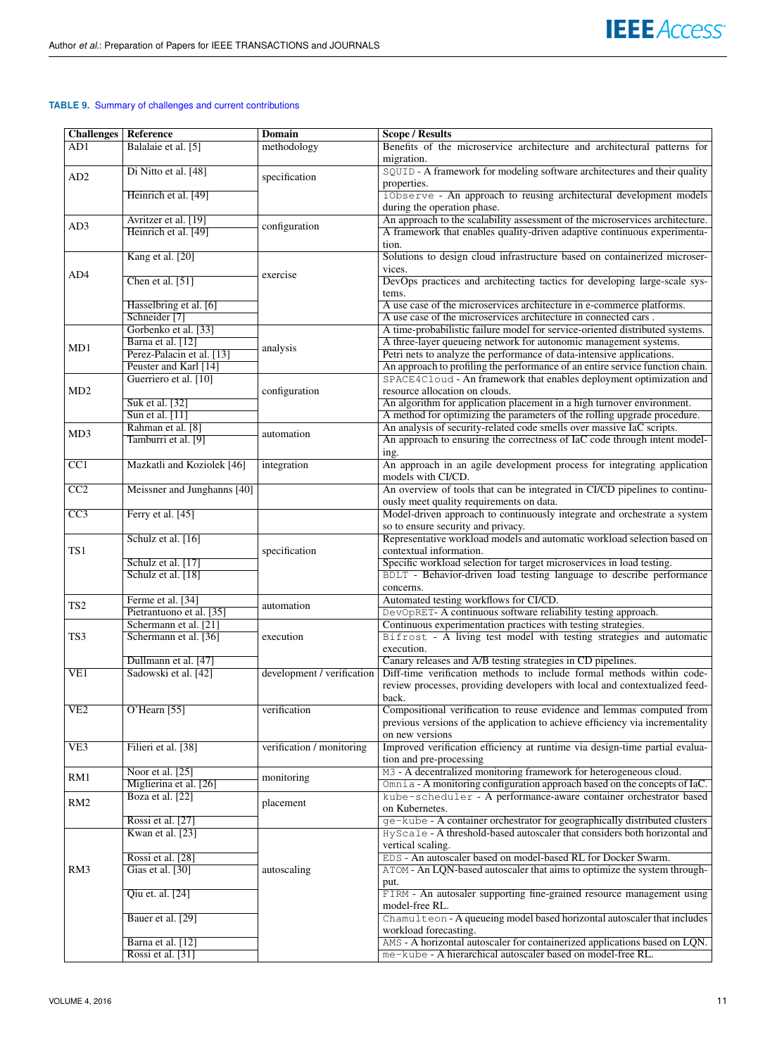**TABLE 9.** Summary of challenges and current contributions

| Challenges | Reference | Domain | Scope / Results |
|---|---|---|---|
| AD1 | Balalaie et al. [5] | methodology | Benefits of the microservice architecture and architectural patterns for migration. |
| AD2 | Di Nitto et al. [48] | specification | SQUID - A framework for modeling software architectures and their quality properties. |
| | Heinrich et al. [49] | | iObserve - An approach to reusing architectural development models during the operation phase. |
| AD3 | Avritzer et al. [19] | configuration | An approach to the scalability assessment of the microservices architecture. |
| | Heinrich et al. [49] | | A framework that enables quality-driven adaptive continuous experimentation. |
| AD4 | Kang et al. [20] | exercise | Solutions to design cloud infrastructure based on containerized microservices. |
| | Chen et al. [51] | | DevOps practices and architecting tactics for developing large-scale systems. |
| | Hasselbring et al. [6] | | A use case of the microservices architecture in e-commerce platforms. |
| | Schneider [7] | | A use case of the microservices architecture in connected cars . |
| MD1 | Gorbenko et al. [33] | analysis | A time-probabilistic failure model for service-oriented distributed systems. |
| | Barna et al. [12] | | A three-layer queueing network for autonomic management systems. |
| | Perez-Palacin et al. [13] | | Petri nets to analyze the performance of data-intensive applications. |
| | Peuster and Karl [14] | | An approach to profiling the performance of an entire service function chain. |
| MD2 | Guerriero et al. [10] | configuration | SPACE4Cloud - An framework that enables deployment optimization and resource allocation on clouds. |
| | Suk et al. [32] | | An algorithm for application placement in a high turnover environment. |
| | Sun et al. [11] | | A method for optimizing the parameters of the rolling upgrade procedure. |
| MD3 | Rahman et al. [8] | automation | An analysis of security-related code smells over massive IaC scripts. |
| | Tamburri et al. [9] | | An approach to ensuring the correctness of IaC code through intent modeling. |
| CC1 | Mazkatli and Koziolek [46] | integration | An approach in an agile development process for integrating application models with CI/CD. |
| CC2 | Meissner and Junghanns [40] | | An overview of tools that can be integrated in CI/CD pipelines to continuously meet quality requirements on data. |
| CC3 | Ferry et al. [45] | | Model-driven approach to continuously integrate and orchestrate a system so to ensure security and privacy. |
| TS1 | Schulz et al. [16] | specification | Representative workload models and automatic workload selection based on contextual information. |
| | Schulz et al. [17] | | Specific workload selection for target microservices in load testing. |
| | Schulz et al. [18] | | BDLT - Behavior-driven load testing language to describe performance concerns. |
| TS2 | Ferme et al. [34] | automation | Automated testing workflows for CI/CD. |
| | Pietrantuono et al. [35] | | DevOpRET- A continuous software reliability testing approach. |
| TS3 | Schermann et al. [21] | execution | Continuous experimentation practices with testing strategies. |
| | Schermann et al. [36] | | Bifrost - A living test model with testing strategies and automatic execution. |
| | Dullmann et al. [47] | | Canary releases and A/B testing strategies in CD pipelines. |
| VE1 | Sadowski et al. [42] | development / verification | Diff-time verification methods to include formal methods within code-review processes, providing developers with local and contextualized feedback. |
| VE2 | O'Hearn [55] | verification | Compositional verification to reuse evidence and lemmas computed from previous versions of the application to achieve efficiency via incrementality on new versions |
| VE3 | Filieri et al. [38] | verification / monitoring | Improved verification efficiency at runtime via design-time partial evaluation and pre-processing |
| RM1 | Noor et al. [25] | monitoring | M3 - A decentralized monitoring framework for heterogeneous cloud. |
| | Miglierina et al. [26] | | Omnia - A monitoring configuration approach based on the concepts of IaC. |
| RM2 | Boza et al. [22] | placement | kube-scheduler - A performance-aware container orchestrator based on Kubernetes. |
| | Rossi et al. [27] | | ge-kube - A container orchestrator for geographically distributed clusters |
| RM3 | Kwan et al. [23] | autoscaling | HyScale - A threshold-based autoscaler that considers both horizontal and vertical scaling. |
| | Rossi et al. [28] | | EDS - An autoscaler based on model-based RL for Docker Swarm. |
| | Gias et al. [30] | | ATOM - An LQN-based autoscaler that aims to optimize the system throughput. |
| | Qiu et. al. [24] | | FIRM - An autosaler supporting fine-grained resource management using model-free RL. |
| | Bauer et al. [29] | | Chamulteon - A queueing model based horizontal autoscaler that includes workload forecasting. |
| | Barna et al. [12] | | AMS - A horizontal autoscaler for containerized applications based on LQN. |
| | Rossi et al. [31] | | me-kube - A hierarchical autoscaler based on model-free RL. |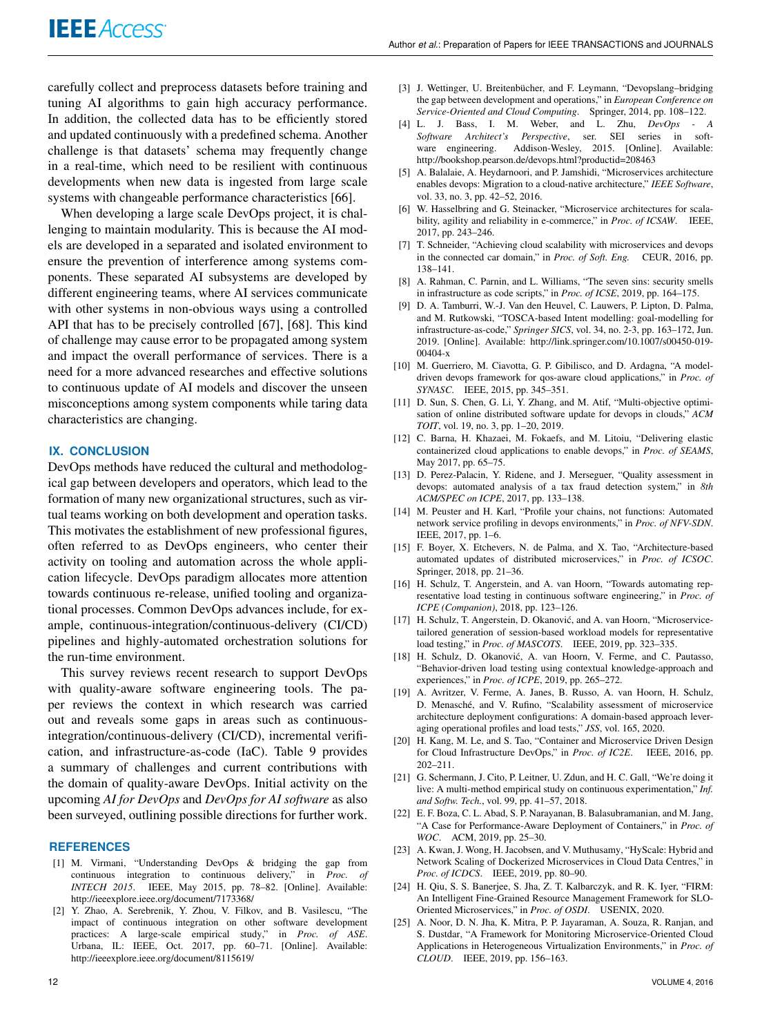carefully collect and preprocess datasets before training and tuning AI algorithms to gain high accuracy performance. In addition, the collected data has to be efficiently stored and updated continuously with a predefined schema. Another challenge is that datasets' schema may frequently change in a real-time, which need to be resilient with continuous developments when new data is ingested from large scale systems with changeable performance characteristics [66].

When developing a large scale DevOps project, it is challenging to maintain modularity. This is because the AI models are developed in a separated and isolated environment to ensure the prevention of interference among systems components. These separated AI subsystems are developed by different engineering teams, where AI services communicate with other systems in non-obvious ways using a controlled API that has to be precisely controlled [67], [68]. This kind of challenge may cause error to be propagated among system and impact the overall performance of services. There is a need for a more advanced researches and effective solutions to continuous update of AI models and discover the unseen misconceptions among system components while taring data characteristics are changing.

## IX. CONCLUSION

DevOps methods have reduced the cultural and methodological gap between developers and operators, which lead to the formation of many new organizational structures, such as virtual teams working on both development and operation tasks. This motivates the establishment of new professional figures, often referred to as DevOps engineers, who center their activity on tooling and automation across the whole application lifecycle. DevOps paradigm allocates more attention towards continuous re-release, unified tooling and organizational processes. Common DevOps advances include, for example, continuous-integration/continuous-delivery (CI/CD) pipelines and highly-automated orchestration solutions for the run-time environment.

This survey reviews recent research to support DevOps with quality-aware software engineering tools. The paper reviews the context in which research was carried out and reveals some gaps in areas such as continuous-integration/continuous-delivery (CI/CD), incremental verification, and infrastructure-as-code (IaC). Table 9 provides a summary of challenges and current contributions with the domain of quality-aware DevOps. Initial activity on the upcoming *AI for DevOps* and *DevOps for AI software* as also been surveyed, outlining possible directions for further work.

## REFERENCES

[1] M. Virmani, "Understanding DevOps & bridging the gap from continuous integration to continuous delivery," in *Proc. of INTECH 2015*. IEEE, May 2015, pp. 78–82. [Online]. Available: http://ieeexplore.ieee.org/document/7173368/

[2] Y. Zhao, A. Serebrenik, Y. Zhou, V. Filkov, and B. Vasilescu, "The impact of continuous integration on other software development practices: A large-scale empirical study," in *Proc. of ASE*. Urbana, IL: IEEE, Oct. 2017, pp. 60–71. [Online]. Available: http://ieeexplore.ieee.org/document/8115619/

[3] J. Wettinger, U. Breitenbücher, and F. Leymann, "Devopslang–bridging the gap between development and operations," in *European Conference on Service-Oriented and Cloud Computing*. Springer, 2014, pp. 108–122.

[4] L. J. Bass, I. M. Weber, and L. Zhu, *DevOps - A Software Architect's Perspective*, ser. SEI series in software engineering. Addison-Wesley, 2015. [Online]. Available: http://bookshop.pearson.de/devops.html?productid=208463

[5] A. Balalaie, A. Heydarnoori, and P. Jamshidi, "Microservices architecture enables devops: Migration to a cloud-native architecture," *IEEE Software*, vol. 33, no. 3, pp. 42–52, 2016.

[6] W. Hasselbring and G. Steinacker, "Microservice architectures for scalability, agility and reliability in e-commerce," in *Proc. of ICSAW*. IEEE, 2017, pp. 243–246.

[7] T. Schneider, "Achieving cloud scalability with microservices and devops in the connected car domain," in *Proc. of Soft. Eng.* CEUR, 2016, pp. 138–141.

[8] A. Rahman, C. Parnin, and L. Williams, "The seven sins: security smells in infrastructure as code scripts," in *Proc. of ICSE*, 2019, pp. 164–175.

[9] D. A. Tamburri, W.-J. Van den Heuvel, C. Lauwers, P. Lipton, D. Palma, and M. Rutkowski, "TOSCA-based Intent modelling: goal-modelling for infrastructure-as-code," *Springer SICS*, vol. 34, no. 2-3, pp. 163–172, Jun. 2019. [Online]. Available: http://link.springer.com/10.1007/s00450-019-00404-x

[10] M. Guerriero, M. Ciavotta, G. P. Gibilisco, and D. Ardagna, "A model-driven devops framework for qos-aware cloud applications," in *Proc. of SYNASC*. IEEE, 2015, pp. 345–351.

[11] D. Sun, S. Chen, G. Li, Y. Zhang, and M. Atif, "Multi-objective optimisation of online distributed software update for devops in clouds," *ACM TOIT*, vol. 19, no. 3, pp. 1–20, 2019.

[12] C. Barna, H. Khazaei, M. Fokaefs, and M. Litoiu, "Delivering elastic containerized cloud applications to enable devops," in *Proc. of SEAMS*, May 2017, pp. 65–75.

[13] D. Perez-Palacin, Y. Ridene, and J. Merseguer, "Quality assessment in devops: automated analysis of a tax fraud detection system," in *8th ACM/SPEC on ICPE*, 2017, pp. 133–138.

[14] M. Peuster and H. Karl, "Profile your chains, not functions: Automated network service profiling in devops environments," in *Proc. of NFV-SDN*. IEEE, 2017, pp. 1–6.

[15] F. Boyer, X. Etchevers, N. de Palma, and X. Tao, "Architecture-based automated updates of distributed microservices," in *Proc. of ICSOC*. Springer, 2018, pp. 21–36.

[16] H. Schulz, T. Angerstein, and A. van Hoorn, "Towards automating representative load testing in continuous software engineering," in *Proc. of ICPE (Companion)*, 2018, pp. 123–126.

[17] H. Schulz, T. Angerstein, D. Okanović, and A. van Hoorn, "Microservice-tailored generation of session-based workload models for representative load testing," in *Proc. of MASCOTS*. IEEE, 2019, pp. 323–335.

[18] H. Schulz, D. Okanović, A. van Hoorn, V. Ferme, and C. Pautasso, "Behavior-driven load testing using contextual knowledge-approach and experiences," in *Proc. of ICPE*, 2019, pp. 265–272.

[19] A. Avritzer, V. Ferme, A. Janes, B. Russo, A. van Hoorn, H. Schulz, D. Menasché, and V. Rufino, "Scalability assessment of microservice architecture deployment configurations: A domain-based approach leveraging operational profiles and load tests," *JSS*, vol. 165, 2020.

[20] H. Kang, M. Le, and S. Tao, "Container and Microservice Driven Design for Cloud Infrastructure DevOps," in *Proc. of IC2E*. IEEE, 2016, pp. 202–211.

[21] G. Schermann, J. Cito, P. Leitner, U. Zdun, and H. C. Gall, "We're doing it live: A multi-method empirical study on continuous experimentation," *Inf. and Softw. Tech.*, vol. 99, pp. 41–57, 2018.

[22] E. F. Boza, C. L. Abad, S. P. Narayanan, B. Balasubramanian, and M. Jang, "A Case for Performance-Aware Deployment of Containers," in *Proc. of WOC*. ACM, 2019, pp. 25–30.

[23] A. Kwan, J. Wong, H. Jacobsen, and V. Muthusamy, "HyScale: Hybrid and Network Scaling of Dockerized Microservices in Cloud Data Centres," in *Proc. of ICDCS*. IEEE, 2019, pp. 80–90.

[24] H. Qiu, S. S. Banerjee, S. Jha, Z. T. Kalbarczyk, and R. K. Iyer, "FIRM: An Intelligent Fine-Grained Resource Management Framework for SLO-Oriented Microservices," in *Proc. of OSDI*. USENIX, 2020.

[25] A. Noor, D. N. Jha, K. Mitra, P. P. Jayaraman, A. Souza, R. Ranjan, and S. Dustdar, "A Framework for Monitoring Microservice-Oriented Cloud Applications in Heterogeneous Virtualization Environments," in *Proc. of CLOUD*. IEEE, 2019, pp. 156–163.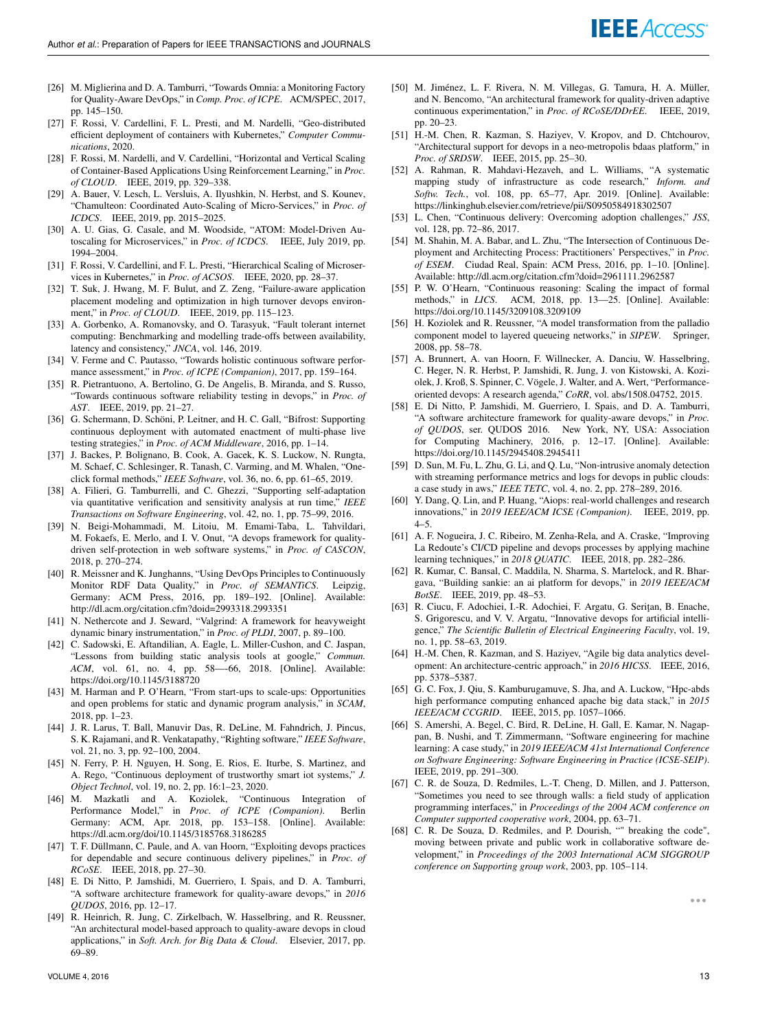[26] M. Miglierina and D. A. Tamburri, "Towards Omnia: a Monitoring Factory for Quality-Aware DevOps," in *Comp. Proc. of ICPE*. ACM/SPEC, 2017, pp. 145–150.

[27] F. Rossi, V. Cardellini, F. L. Presti, and M. Nardelli, "Geo-distributed efficient deployment of containers with Kubernetes," *Computer Communications*, 2020.

[28] F. Rossi, M. Nardelli, and V. Cardellini, "Horizontal and Vertical Scaling of Container-Based Applications Using Reinforcement Learning," in *Proc. of CLOUD*. IEEE, 2019, pp. 329–338.

[29] A. Bauer, V. Lesch, L. Versluis, A. Ilyushkin, N. Herbst, and S. Kounev, "Chamulteon: Coordinated Auto-Scaling of Micro-Services," in *Proc. of ICDCS*. IEEE, 2019, pp. 2015–2025.

[30] A. U. Gias, G. Casale, and M. Woodside, "ATOM: Model-Driven Autoscaling for Microservices," in *Proc. of ICDCS*. IEEE, July 2019, pp. 1994–2004.

[31] F. Rossi, V. Cardellini, and F. L. Presti, "Hierarchical Scaling of Microservices in Kubernetes," in *Proc. of ACSOS*. IEEE, 2020, pp. 28–37.

[32] T. Suk, J. Hwang, M. F. Bulut, and Z. Zeng, "Failure-aware application placement modeling and optimization in high turnover devops environment," in *Proc. of CLOUD*. IEEE, 2019, pp. 115–123.

[33] A. Gorbenko, A. Romanovsky, and O. Tarasyuk, "Fault tolerant internet computing: Benchmarking and modelling trade-offs between availability, latency and consistency," *JNCA*, vol. 146, 2019.

[34] V. Ferme and C. Pautasso, "Towards holistic continuous software performance assessment," in *Proc. of ICPE (Companion)*, 2017, pp. 159–164.

[35] R. Pietrantuono, A. Bertolino, G. De Angelis, B. Miranda, and S. Russo, "Towards continuous software reliability testing in devops," in *Proc. of AST*. IEEE, 2019, pp. 21–27.

[36] G. Schermann, D. Schöni, P. Leitner, and H. C. Gall, "Bifrost: Supporting continuous deployment with automated enactment of multi-phase live testing strategies," in *Proc. of ACM Middleware*, 2016, pp. 1–14.

[37] J. Backes, P. Bolignano, B. Cook, A. Gacek, K. S. Luckow, N. Rungta, M. Schaef, C. Schlesinger, R. Tanash, C. Varming, and M. Whalen, "One-click formal methods," *IEEE Software*, vol. 36, no. 6, pp. 61–65, 2019.

[38] A. Filieri, G. Tamburrelli, and C. Ghezzi, "Supporting self-adaptation via quantitative verification and sensitivity analysis at run time," *IEEE Transactions on Software Engineering*, vol. 42, no. 1, pp. 75–99, 2016.

[39] N. Beigi-Mohammadi, M. Litoiu, M. Emami-Taba, L. Tahvildari, M. Fokaefs, E. Merlo, and I. V. Onut, "A devops framework for quality-driven self-protection in web software systems," in *Proc. of CASCON*, 2018, p. 270–274.

[40] R. Meissner and K. Junghanns, "Using DevOps Principles to Continuously Monitor RDF Data Quality," in *Proc. of SEMANTiCS*. Leipzig, Germany: ACM Press, 2016, pp. 189–192. [Online]. Available: http://dl.acm.org/citation.cfm?doid=2993318.2993351

[41] N. Nethercote and J. Seward, "Valgrind: A framework for heavyweight dynamic binary instrumentation," in *Proc. of PLDI*, 2007, p. 89–100.

[42] C. Sadowski, E. Aftandilian, A. Eagle, L. Miller-Cushon, and C. Jaspan, "Lessons from building static analysis tools at google," *Commun. ACM*, vol. 61, no. 4, pp. 58—-66, 2018. [Online]. Available: https://doi.org/10.1145/3188720

[43] M. Harman and P. O'Hearn, "From start-ups to scale-ups: Opportunities and open problems for static and dynamic program analysis," in *SCAM*, 2018, pp. 1–23.

[44] J. R. Larus, T. Ball, Manuvir Das, R. DeLine, M. Fahndrich, J. Pincus, S. K. Rajamani, and R. Venkatapathy, "Righting software," *IEEE Software*, vol. 21, no. 3, pp. 92–100, 2004.

[45] N. Ferry, P. H. Nguyen, H. Song, E. Rios, E. Iturbe, S. Martinez, and A. Rego, "Continuous deployment of trustworthy smart iot systems," *J. Object Technol*, vol. 19, no. 2, pp. 16:1–23, 2020.

[46] M. Mazkatli and A. Koziolek, "Continuous Integration of Performance Model," in *Proc. of ICPE (Companion)*. Berlin Germany: ACM, Apr. 2018, pp. 153–158. [Online]. Available: https://dl.acm.org/doi/10.1145/3185768.3186285

[47] T. F. Düllmann, C. Paule, and A. van Hoorn, "Exploiting devops practices for dependable and secure continuous delivery pipelines," in *Proc. of RCoSE*. IEEE, 2018, pp. 27–30.

[48] E. Di Nitto, P. Jamshidi, M. Guerriero, I. Spais, and D. A. Tamburri, "A software architecture framework for quality-aware devops," in *2016 QUDOS*, 2016, pp. 12–17.

[49] R. Heinrich, R. Jung, C. Zirkelbach, W. Hasselbring, and R. Reussner, "An architectural model-based approach to quality-aware devops in cloud applications," in *Soft. Arch. for Big Data & Cloud*. Elsevier, 2017, pp. 69–89.

[50] M. Jiménez, L. F. Rivera, N. M. Villegas, G. Tamura, H. A. Müller, and N. Bencomo, "An architectural framework for quality-driven adaptive continuous experimentation," in *Proc. of RCoSE/DDrEE*. IEEE, 2019, pp. 20–23.

[51] H.-M. Chen, R. Kazman, S. Haziyev, V. Kropov, and D. Chtchourov, "Architectural support for devops in a neo-metropolis bdaas platform," in *Proc. of SRDSW*. IEEE, 2015, pp. 25–30.

[52] A. Rahman, R. Mahdavi-Hezaveh, and L. Williams, "A systematic mapping study of infrastructure as code research," *Inform. and Softw. Tech.*, vol. 108, pp. 65–77, Apr. 2019. [Online]. Available: https://linkinghub.elsevier.com/retrieve/pii/S0950584918302507

[53] L. Chen, "Continuous delivery: Overcoming adoption challenges," *JSS*, vol. 128, pp. 72–86, 2017.

[54] M. Shahin, M. A. Babar, and L. Zhu, "The Intersection of Continuous Deployment and Architecting Process: Practitioners' Perspectives," in *Proc. of ESEM*. Ciudad Real, Spain: ACM Press, 2016, pp. 1–10. [Online]. Available: http://dl.acm.org/citation.cfm?doid=2961111.2962587

[55] P. W. O'Hearn, "Continuous reasoning: Scaling the impact of formal methods," in *LICS*. ACM, 2018, pp. 13—25. [Online]. Available: https://doi.org/10.1145/3209108.3209109

[56] H. Koziolek and R. Reussner, "A model transformation from the palladio component model to layered queueing networks," in *SIPEW*. Springer, 2008, pp. 58–78.

[57] A. Brunnert, A. van Hoorn, F. Willnecker, A. Danciu, W. Hasselbring, C. Heger, N. R. Herbst, P. Jamshidi, R. Jung, J. von Kistowski, A. Koziolek, J. Kroß, S. Spinner, C. Vögele, J. Walter, and A. Wert, "Performance-oriented devops: A research agenda," *CoRR*, vol. abs/1508.04752, 2015.

[58] E. Di Nitto, P. Jamshidi, M. Guerriero, I. Spais, and D. A. Tamburri, "A software architecture framework for quality-aware devops," in *Proc. of QUDOS*, ser. QUDOS 2016. New York, NY, USA: Association for Computing Machinery, 2016, p. 12–17. [Online]. Available: https://doi.org/10.1145/2945408.2945411

[59] D. Sun, M. Fu, L. Zhu, G. Li, and Q. Lu, "Non-intrusive anomaly detection with streaming performance metrics and logs for devops in public clouds: a case study in aws," *IEEE TETC*, vol. 4, no. 2, pp. 278–289, 2016.

[60] Y. Dang, Q. Lin, and P. Huang, "Aiops: real-world challenges and research innovations," in *2019 IEEE/ACM ICSE (Companion)*. IEEE, 2019, pp. 4–5.

[61] A. F. Nogueira, J. C. Ribeiro, M. Zenha-Rela, and A. Craske, "Improving La Redoute's CI/CD pipeline and devops processes by applying machine learning techniques," in *2018 QUATIC*. IEEE, 2018, pp. 282–286.

[62] R. Kumar, C. Bansal, C. Maddila, N. Sharma, S. Martelock, and R. Bhargava, "Building sankie: an ai platform for devops," in *2019 IEEE/ACM BotSE*. IEEE, 2019, pp. 48–53.

[63] R. Ciucu, F. Adochiei, I.-R. Adochiei, F. Argatu, G. Serițan, B. Enache, S. Grigorescu, and V. V. Argatu, "Innovative devops for artificial intelligence," *The Scientific Bulletin of Electrical Engineering Faculty*, vol. 19, no. 1, pp. 58–63, 2019.

[64] H.-M. Chen, R. Kazman, and S. Haziyev, "Agile big data analytics development: An architecture-centric approach," in *2016 HICSS*. IEEE, 2016, pp. 5378–5387.

[65] G. C. Fox, J. Qiu, S. Kamburugamuve, S. Jha, and A. Luckow, "Hpc-abds high performance computing enhanced apache big data stack," in *2015 IEEE/ACM CCGRID*. IEEE, 2015, pp. 1057–1066.

[66] S. Amershi, A. Begel, C. Bird, R. DeLine, H. Gall, E. Kamar, N. Nagappan, B. Nushi, and T. Zimmermann, "Software engineering for machine learning: A case study," in *2019 IEEE/ACM 41st International Conference on Software Engineering: Software Engineering in Practice (ICSE-SEIP)*. IEEE, 2019, pp. 291–300.

[67] C. R. de Souza, D. Redmiles, L.-T. Cheng, D. Millen, and J. Patterson, "Sometimes you need to see through walls: a field study of application programming interfaces," in *Proceedings of the 2004 ACM conference on Computer supported cooperative work*, 2004, pp. 63–71.

[68] C. R. De Souza, D. Redmiles, and P. Dourish, "" breaking the code", moving between private and public work in collaborative software development," in *Proceedings of the 2003 International ACM SIGGROUP conference on Supporting group work*, 2003, pp. 105–114.